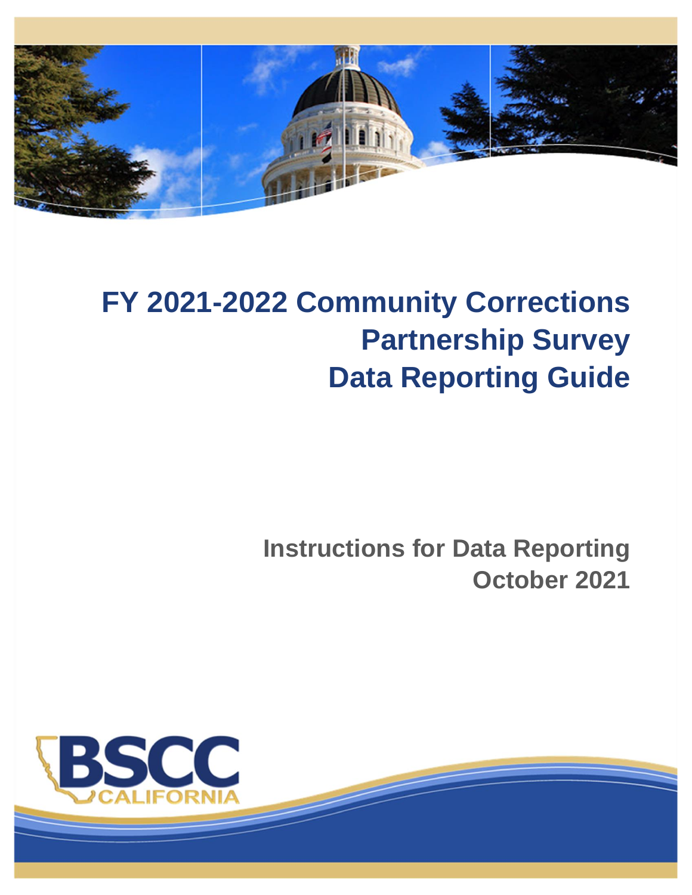# FY 2021-2022 Community Corrections Partnership Survey Data Reporting Guide

## Instructions for Data Reporting
## October 2021

BSCC
CALIFORNIA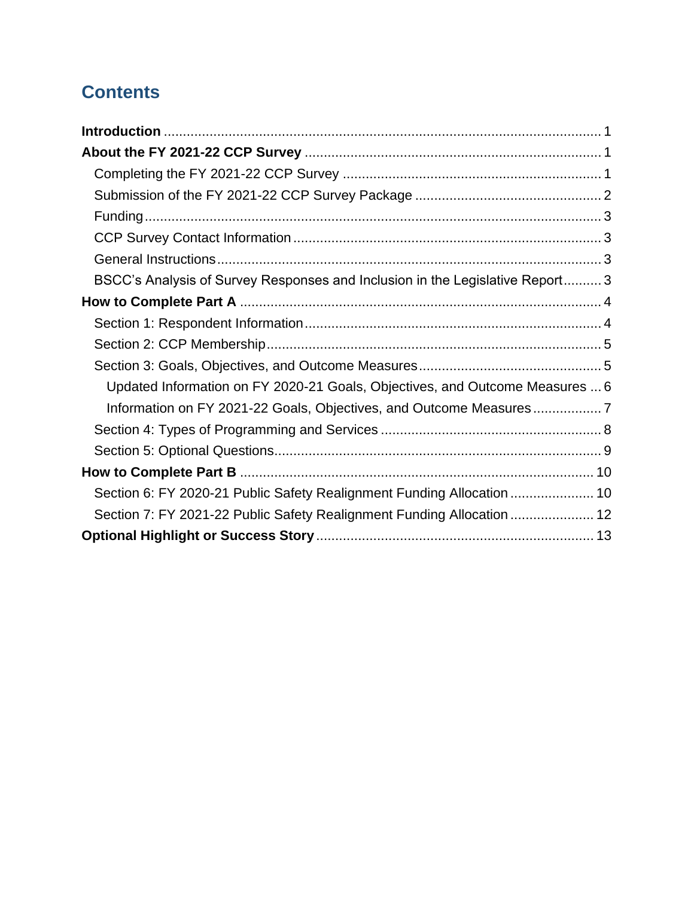## Contents

**Introduction** ........ 1

**About the FY 2021-22 CCP Survey** ........ 1

- Completing the FY 2021-22 CCP Survey ........ 1
- Submission of the FY 2021-22 CCP Survey Package ........ 2
- Funding ........ 3
- CCP Survey Contact Information ........ 3
- General Instructions ........ 3
- BSCC's Analysis of Survey Responses and Inclusion in the Legislative Report ........ 3

**How to Complete Part A** ........ 4

- Section 1: Respondent Information ........ 4
- Section 2: CCP Membership ........ 5
- Section 3: Goals, Objectives, and Outcome Measures ........ 5
  - Updated Information on FY 2020-21 Goals, Objectives, and Outcome Measures ........ 6
  - Information on FY 2021-22 Goals, Objectives, and Outcome Measures ........ 7
- Section 4: Types of Programming and Services ........ 8
- Section 5: Optional Questions ........ 9

**How to Complete Part B** ........ 10

- Section 6: FY 2020-21 Public Safety Realignment Funding Allocation ........ 10
- Section 7: FY 2021-22 Public Safety Realignment Funding Allocation ........ 12

**Optional Highlight or Success Story** ........ 13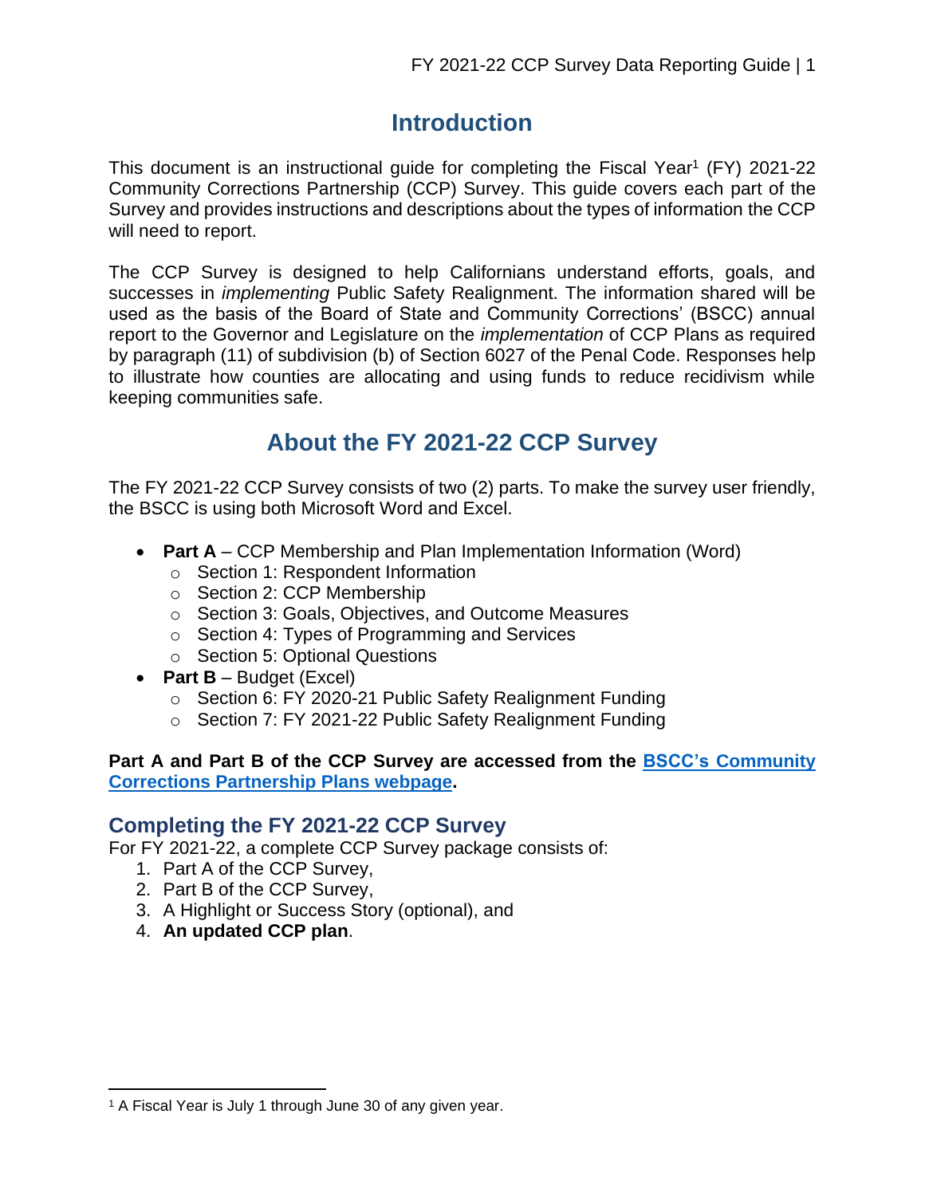# Introduction

This document is an instructional guide for completing the Fiscal Year[1] (FY) 2021-22 Community Corrections Partnership (CCP) Survey. This guide covers each part of the Survey and provides instructions and descriptions about the types of information the CCP will need to report.

The CCP Survey is designed to help Californians understand efforts, goals, and successes in *implementing* Public Safety Realignment. The information shared will be used as the basis of the Board of State and Community Corrections' (BSCC) annual report to the Governor and Legislature on the *implementation* of CCP Plans as required by paragraph (11) of subdivision (b) of Section 6027 of the Penal Code. Responses help to illustrate how counties are allocating and using funds to reduce recidivism while keeping communities safe.

# About the FY 2021-22 CCP Survey

The FY 2021-22 CCP Survey consists of two (2) parts. To make the survey user friendly, the BSCC is using both Microsoft Word and Excel.

- **Part A** – CCP Membership and Plan Implementation Information (Word)
  - Section 1: Respondent Information
  - Section 2: CCP Membership
  - Section 3: Goals, Objectives, and Outcome Measures
  - Section 4: Types of Programming and Services
  - Section 5: Optional Questions
- **Part B** – Budget (Excel)
  - Section 6: FY 2020-21 Public Safety Realignment Funding
  - Section 7: FY 2021-22 Public Safety Realignment Funding

**Part A and Part B of the CCP Survey are accessed from the BSCC's Community Corrections Partnership Plans webpage.**

## Completing the FY 2021-22 CCP Survey

For FY 2021-22, a complete CCP Survey package consists of:

1. Part A of the CCP Survey,
2. Part B of the CCP Survey,
3. A Highlight or Success Story (optional), and
4. **An updated CCP plan**.

[1] A Fiscal Year is July 1 through June 30 of any given year.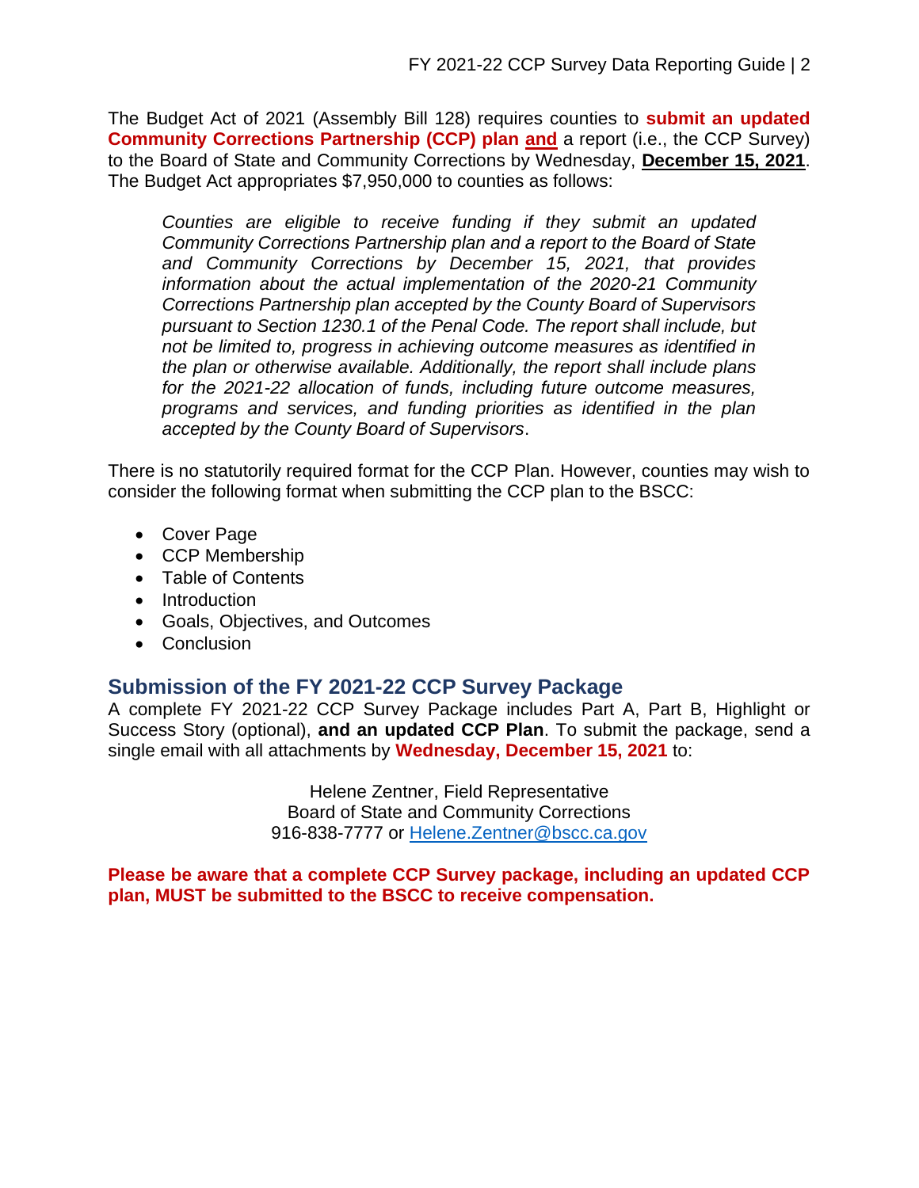The Budget Act of 2021 (Assembly Bill 128) requires counties to **submit an updated Community Corrections Partnership (CCP) plan <u>and</u>** a report (i.e., the CCP Survey) to the Board of State and Community Corrections by Wednesday, **<u>December 15, 2021</u>**. The Budget Act appropriates $7,950,000 to counties as follows:

> *Counties are eligible to receive funding if they submit an updated Community Corrections Partnership plan and a report to the Board of State and Community Corrections by December 15, 2021, that provides information about the actual implementation of the 2020-21 Community Corrections Partnership plan accepted by the County Board of Supervisors pursuant to Section 1230.1 of the Penal Code. The report shall include, but not be limited to, progress in achieving outcome measures as identified in the plan or otherwise available. Additionally, the report shall include plans for the 2021-22 allocation of funds, including future outcome measures, programs and services, and funding priorities as identified in the plan accepted by the County Board of Supervisors*.

There is no statutorily required format for the CCP Plan. However, counties may wish to consider the following format when submitting the CCP plan to the BSCC:

- Cover Page
- CCP Membership
- Table of Contents
- Introduction
- Goals, Objectives, and Outcomes
- Conclusion

## Submission of the FY 2021-22 CCP Survey Package

A complete FY 2021-22 CCP Survey Package includes Part A, Part B, Highlight or Success Story (optional), **and an updated CCP Plan**. To submit the package, send a single email with all attachments by **Wednesday, December 15, 2021** to:

Helene Zentner, Field Representative
Board of State and Community Corrections
916-838-7777 or Helene.Zentner@bscc.ca.gov

**Please be aware that a complete CCP Survey package, including an updated CCP plan, MUST be submitted to the BSCC to receive compensation.**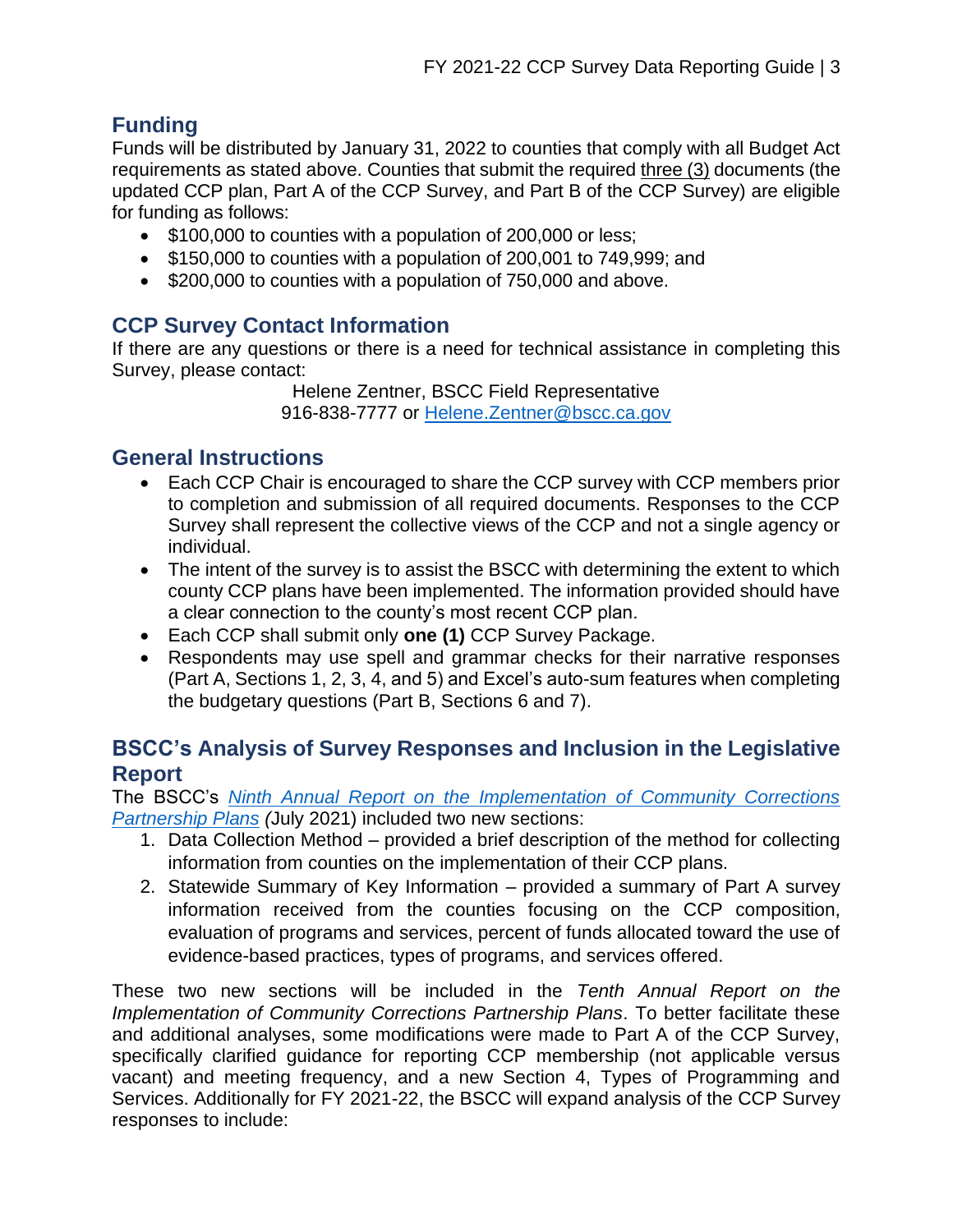## Funding

Funds will be distributed by January 31, 2022 to counties that comply with all Budget Act requirements as stated above. Counties that submit the required three (3) documents (the updated CCP plan, Part A of the CCP Survey, and Part B of the CCP Survey) are eligible for funding as follows:

- $100,000 to counties with a population of 200,000 or less;
- $150,000 to counties with a population of 200,001 to 749,999; and
- $200,000 to counties with a population of 750,000 and above.

## CCP Survey Contact Information

If there are any questions or there is a need for technical assistance in completing this Survey, please contact:

Helene Zentner, BSCC Field Representative
916-838-7777 or Helene.Zentner@bscc.ca.gov

## General Instructions

- Each CCP Chair is encouraged to share the CCP survey with CCP members prior to completion and submission of all required documents. Responses to the CCP Survey shall represent the collective views of the CCP and not a single agency or individual.
- The intent of the survey is to assist the BSCC with determining the extent to which county CCP plans have been implemented. The information provided should have a clear connection to the county's most recent CCP plan.
- Each CCP shall submit only **one (1)** CCP Survey Package.
- Respondents may use spell and grammar checks for their narrative responses (Part A, Sections 1, 2, 3, 4, and 5) and Excel's auto-sum features when completing the budgetary questions (Part B, Sections 6 and 7).

## BSCC's Analysis of Survey Responses and Inclusion in the Legislative Report

The BSCC's *Ninth Annual Report on the Implementation of Community Corrections Partnership Plans* (July 2021) included two new sections:

1. Data Collection Method – provided a brief description of the method for collecting information from counties on the implementation of their CCP plans.
2. Statewide Summary of Key Information – provided a summary of Part A survey information received from the counties focusing on the CCP composition, evaluation of programs and services, percent of funds allocated toward the use of evidence-based practices, types of programs, and services offered.

These two new sections will be included in the *Tenth Annual Report on the Implementation of Community Corrections Partnership Plans*. To better facilitate these and additional analyses, some modifications were made to Part A of the CCP Survey, specifically clarified guidance for reporting CCP membership (not applicable versus vacant) and meeting frequency, and a new Section 4, Types of Programming and Services. Additionally for FY 2021-22, the BSCC will expand analysis of the CCP Survey responses to include: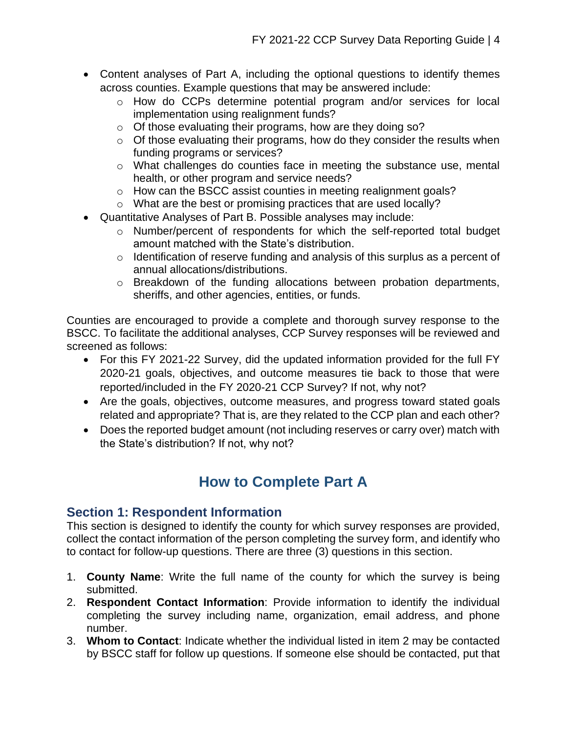- Content analyses of Part A, including the optional questions to identify themes across counties. Example questions that may be answered include:
  - How do CCPs determine potential program and/or services for local implementation using realignment funds?
  - Of those evaluating their programs, how are they doing so?
  - Of those evaluating their programs, how do they consider the results when funding programs or services?
  - What challenges do counties face in meeting the substance use, mental health, or other program and service needs?
  - How can the BSCC assist counties in meeting realignment goals?
  - What are the best or promising practices that are used locally?
- Quantitative Analyses of Part B. Possible analyses may include:
  - Number/percent of respondents for which the self-reported total budget amount matched with the State's distribution.
  - Identification of reserve funding and analysis of this surplus as a percent of annual allocations/distributions.
  - Breakdown of the funding allocations between probation departments, sheriffs, and other agencies, entities, or funds.

Counties are encouraged to provide a complete and thorough survey response to the BSCC. To facilitate the additional analyses, CCP Survey responses will be reviewed and screened as follows:

- For this FY 2021-22 Survey, did the updated information provided for the full FY 2020-21 goals, objectives, and outcome measures tie back to those that were reported/included in the FY 2020-21 CCP Survey? If not, why not?
- Are the goals, objectives, outcome measures, and progress toward stated goals related and appropriate? That is, are they related to the CCP plan and each other?
- Does the reported budget amount (not including reserves or carry over) match with the State's distribution? If not, why not?

# How to Complete Part A

## Section 1: Respondent Information

This section is designed to identify the county for which survey responses are provided, collect the contact information of the person completing the survey form, and identify who to contact for follow-up questions. There are three (3) questions in this section.

1. **County Name**: Write the full name of the county for which the survey is being submitted.
2. **Respondent Contact Information**: Provide information to identify the individual completing the survey including name, organization, email address, and phone number.
3. **Whom to Contact**: Indicate whether the individual listed in item 2 may be contacted by BSCC staff for follow up questions. If someone else should be contacted, put that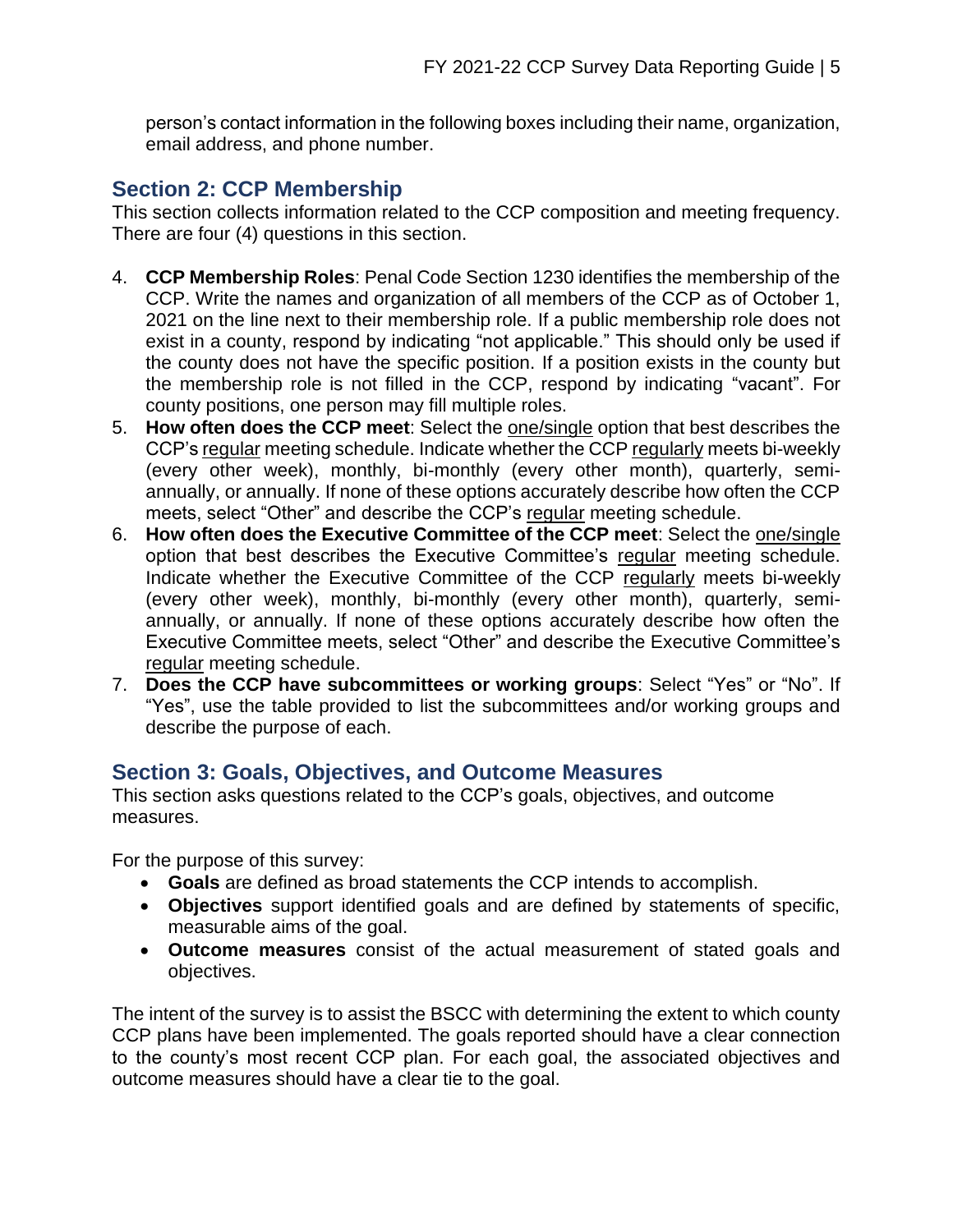person's contact information in the following boxes including their name, organization, email address, and phone number.

## Section 2: CCP Membership

This section collects information related to the CCP composition and meeting frequency. There are four (4) questions in this section.

4. **CCP Membership Roles**: Penal Code Section 1230 identifies the membership of the CCP. Write the names and organization of all members of the CCP as of October 1, 2021 on the line next to their membership role. If a public membership role does not exist in a county, respond by indicating "not applicable." This should only be used if the county does not have the specific position. If a position exists in the county but the membership role is not filled in the CCP, respond by indicating "vacant". For county positions, one person may fill multiple roles.
5. **How often does the CCP meet**: Select the one/single option that best describes the CCP's regular meeting schedule. Indicate whether the CCP regularly meets bi-weekly (every other week), monthly, bi-monthly (every other month), quarterly, semi-annually, or annually. If none of these options accurately describe how often the CCP meets, select "Other" and describe the CCP's regular meeting schedule.
6. **How often does the Executive Committee of the CCP meet**: Select the one/single option that best describes the Executive Committee's regular meeting schedule. Indicate whether the Executive Committee of the CCP regularly meets bi-weekly (every other week), monthly, bi-monthly (every other month), quarterly, semi-annually, or annually. If none of these options accurately describe how often the Executive Committee meets, select "Other" and describe the Executive Committee's regular meeting schedule.
7. **Does the CCP have subcommittees or working groups**: Select "Yes" or "No". If "Yes", use the table provided to list the subcommittees and/or working groups and describe the purpose of each.

## Section 3: Goals, Objectives, and Outcome Measures

This section asks questions related to the CCP's goals, objectives, and outcome measures.

For the purpose of this survey:

- **Goals** are defined as broad statements the CCP intends to accomplish.
- **Objectives** support identified goals and are defined by statements of specific, measurable aims of the goal.
- **Outcome measures** consist of the actual measurement of stated goals and objectives.

The intent of the survey is to assist the BSCC with determining the extent to which county CCP plans have been implemented. The goals reported should have a clear connection to the county's most recent CCP plan. For each goal, the associated objectives and outcome measures should have a clear tie to the goal.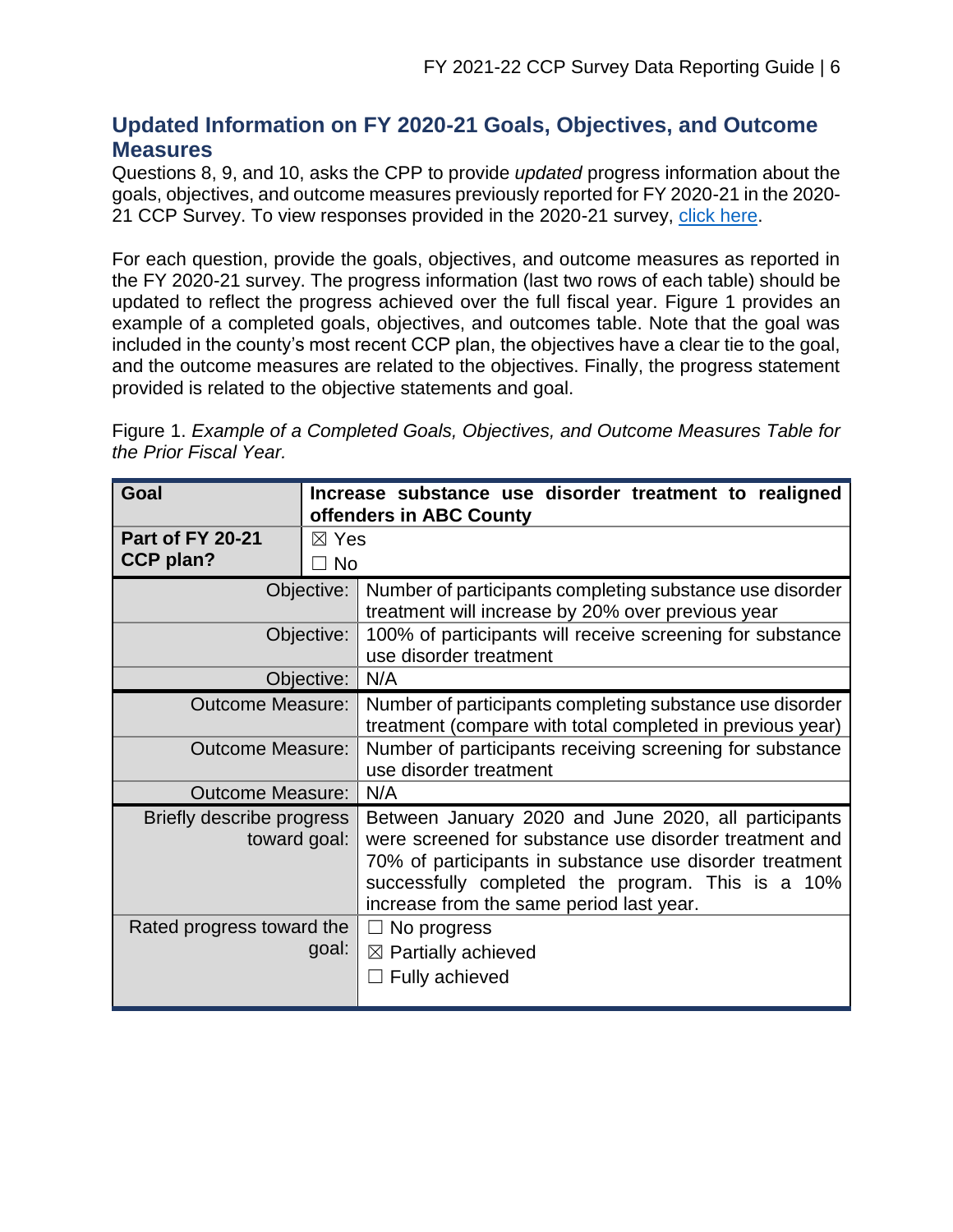## Updated Information on FY 2020-21 Goals, Objectives, and Outcome Measures

Questions 8, 9, and 10, asks the CPP to provide *updated* progress information about the goals, objectives, and outcome measures previously reported for FY 2020-21 in the 2020-21 CCP Survey. To view responses provided in the 2020-21 survey, click here.

For each question, provide the goals, objectives, and outcome measures as reported in the FY 2020-21 survey. The progress information (last two rows of each table) should be updated to reflect the progress achieved over the full fiscal year. Figure 1 provides an example of a completed goals, objectives, and outcomes table. Note that the goal was included in the county's most recent CCP plan, the objectives have a clear tie to the goal, and the outcome measures are related to the objectives. Finally, the progress statement provided is related to the objective statements and goal.

Figure 1. *Example of a Completed Goals, Objectives, and Outcome Measures Table for the Prior Fiscal Year.*

| **Goal** | **Increase substance use disorder treatment to realigned offenders in ABC County** |
|---|---|
| **Part of FY 20-21 CCP plan?** | ☒ Yes<br>☐ No |
| Objective: | Number of participants completing substance use disorder treatment will increase by 20% over previous year |
| Objective: | 100% of participants will receive screening for substance use disorder treatment |
| Objective: | N/A |
| Outcome Measure: | Number of participants completing substance use disorder treatment (compare with total completed in previous year) |
| Outcome Measure: | Number of participants receiving screening for substance use disorder treatment |
| Outcome Measure: | N/A |
| Briefly describe progress toward goal: | Between January 2020 and June 2020, all participants were screened for substance use disorder treatment and 70% of participants in substance use disorder treatment successfully completed the program. This is a 10% increase from the same period last year. |
| Rated progress toward the goal: | ☐ No progress<br>☒ Partially achieved<br>☐ Fully achieved |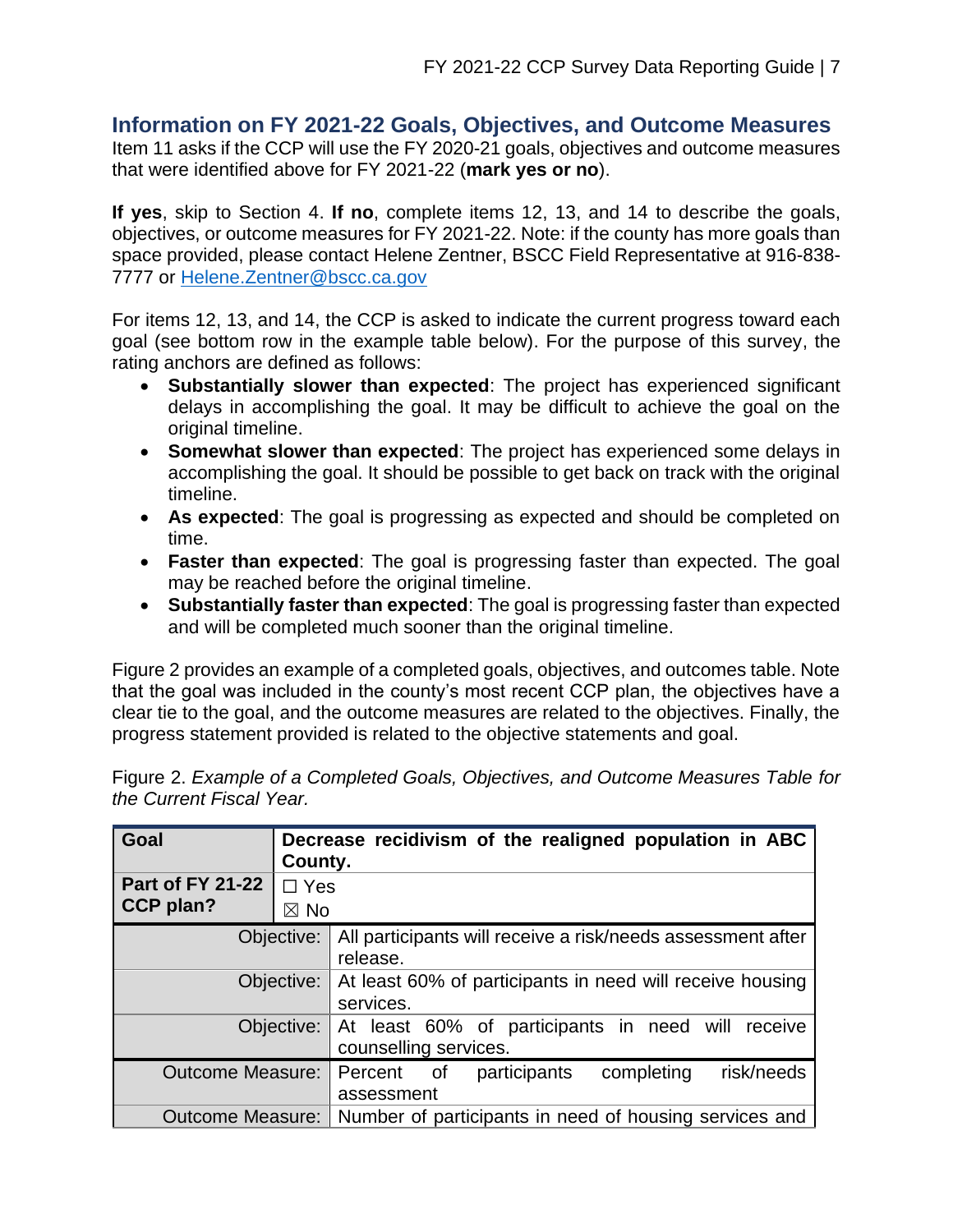## Information on FY 2021-22 Goals, Objectives, and Outcome Measures

Item 11 asks if the CCP will use the FY 2020-21 goals, objectives and outcome measures that were identified above for FY 2021-22 (**mark yes or no**).

**If yes**, skip to Section 4. **If no**, complete items 12, 13, and 14 to describe the goals, objectives, or outcome measures for FY 2021-22. Note: if the county has more goals than space provided, please contact Helene Zentner, BSCC Field Representative at 916-838-7777 or [Helene.Zentner@bscc.ca.gov](mailto:Helene.Zentner@bscc.ca.gov)

For items 12, 13, and 14, the CCP is asked to indicate the current progress toward each goal (see bottom row in the example table below). For the purpose of this survey, the rating anchors are defined as follows:

- **Substantially slower than expected**: The project has experienced significant delays in accomplishing the goal. It may be difficult to achieve the goal on the original timeline.
- **Somewhat slower than expected**: The project has experienced some delays in accomplishing the goal. It should be possible to get back on track with the original timeline.
- **As expected**: The goal is progressing as expected and should be completed on time.
- **Faster than expected**: The goal is progressing faster than expected. The goal may be reached before the original timeline.
- **Substantially faster than expected**: The goal is progressing faster than expected and will be completed much sooner than the original timeline.

Figure 2 provides an example of a completed goals, objectives, and outcomes table. Note that the goal was included in the county's most recent CCP plan, the objectives have a clear tie to the goal, and the outcome measures are related to the objectives. Finally, the progress statement provided is related to the objective statements and goal.

Figure 2. *Example of a Completed Goals, Objectives, and Outcome Measures Table for the Current Fiscal Year.*

| **Goal** | **Decrease recidivism of the realigned population in ABC County.** |
|---|---|
| **Part of FY 21-22 CCP plan?** | ☐ Yes<br>☒ No |
| Objective: | All participants will receive a risk/needs assessment after release. |
| Objective: | At least 60% of participants in need will receive housing services. |
| Objective: | At least 60% of participants in need will receive counselling services. |
| Outcome Measure: | Percent of participants completing risk/needs assessment |
| Outcome Measure: | Number of participants in need of housing services and |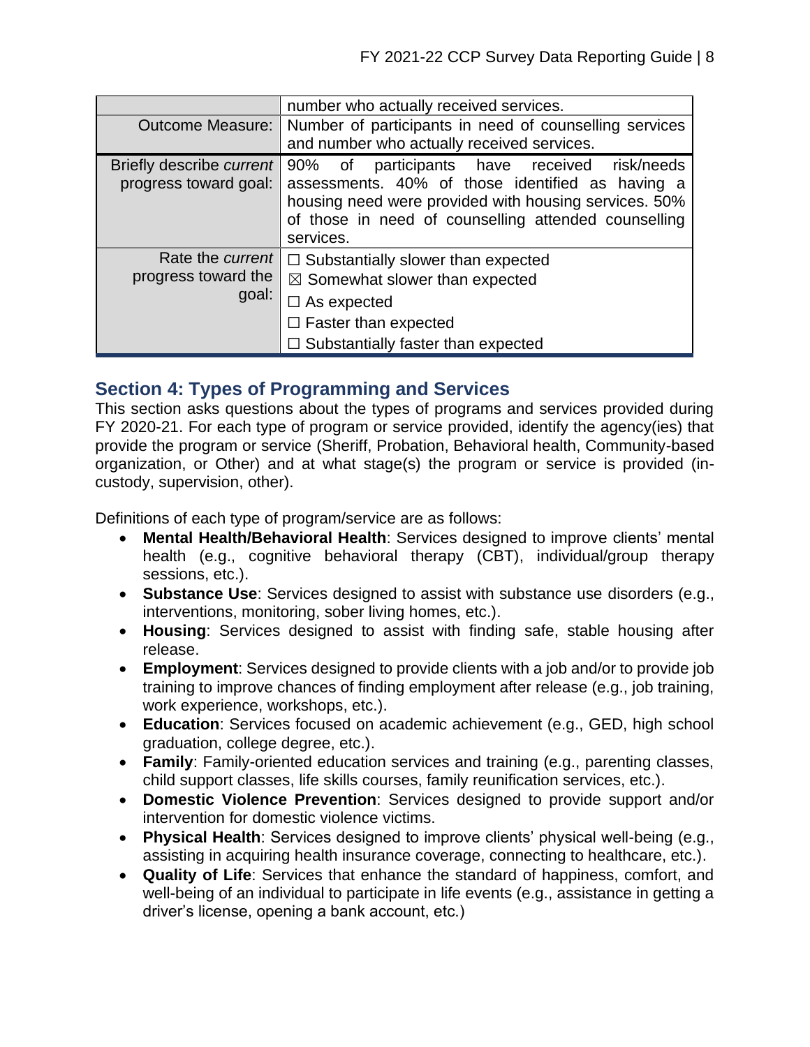|  |  |
| --- | --- |
|  | number who actually received services. |
| Outcome Measure: | Number of participants in need of counselling services and number who actually received services. |
| Briefly describe *current* progress toward goal: | 90% of participants have received risk/needs assessments. 40% of those identified as having a housing need were provided with housing services. 50% of those in need of counselling attended counselling services. |
| Rate the *current* progress toward the goal: | ☐ Substantially slower than expected<br>☒ Somewhat slower than expected<br>☐ As expected<br>☐ Faster than expected<br>☐ Substantially faster than expected |

## Section 4: Types of Programming and Services

This section asks questions about the types of programs and services provided during FY 2020-21. For each type of program or service provided, identify the agency(ies) that provide the program or service (Sheriff, Probation, Behavioral health, Community-based organization, or Other) and at what stage(s) the program or service is provided (in-custody, supervision, other).

Definitions of each type of program/service are as follows:

- **Mental Health/Behavioral Health**: Services designed to improve clients' mental health (e.g., cognitive behavioral therapy (CBT), individual/group therapy sessions, etc.).
- **Substance Use**: Services designed to assist with substance use disorders (e.g., interventions, monitoring, sober living homes, etc.).
- **Housing**: Services designed to assist with finding safe, stable housing after release.
- **Employment**: Services designed to provide clients with a job and/or to provide job training to improve chances of finding employment after release (e.g., job training, work experience, workshops, etc.).
- **Education**: Services focused on academic achievement (e.g., GED, high school graduation, college degree, etc.).
- **Family**: Family-oriented education services and training (e.g., parenting classes, child support classes, life skills courses, family reunification services, etc.).
- **Domestic Violence Prevention**: Services designed to provide support and/or intervention for domestic violence victims.
- **Physical Health**: Services designed to improve clients' physical well-being (e.g., assisting in acquiring health insurance coverage, connecting to healthcare, etc.).
- **Quality of Life**: Services that enhance the standard of happiness, comfort, and well-being of an individual to participate in life events (e.g., assistance in getting a driver's license, opening a bank account, etc.)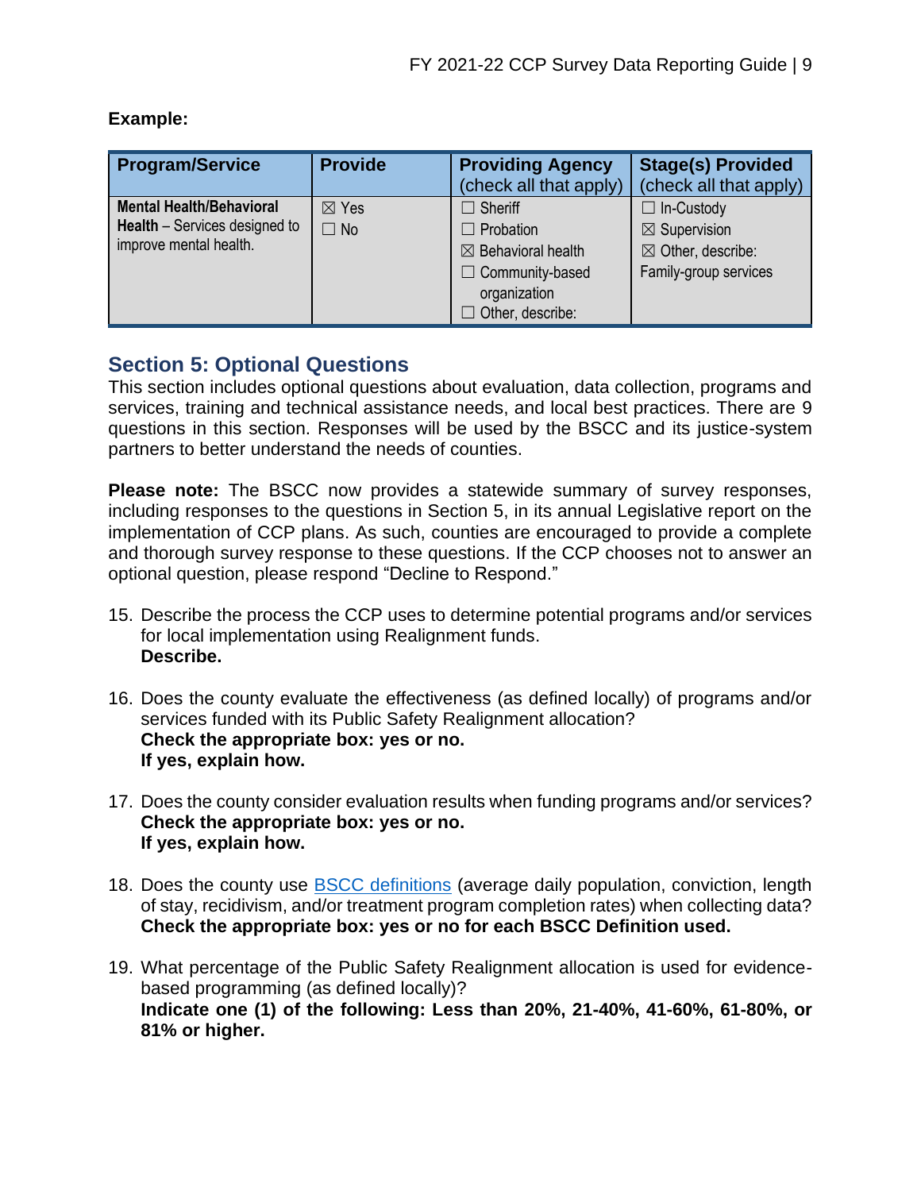**Example:**

| **Program/Service** | **Provide** | **Providing Agency** (check all that apply) | **Stage(s) Provided** (check all that apply) |
|---|---|---|---|
| **Mental Health/Behavioral Health** – Services designed to improve mental health. | ☒ Yes<br>☐ No | ☐ Sheriff<br>☐ Probation<br>☒ Behavioral health<br>☐ Community-based organization<br>☐ Other, describe: | ☐ In-Custody<br>☒ Supervision<br>☒ Other, describe: Family-group services |

## Section 5: Optional Questions

This section includes optional questions about evaluation, data collection, programs and services, training and technical assistance needs, and local best practices. There are 9 questions in this section. Responses will be used by the BSCC and its justice-system partners to better understand the needs of counties.

**Please note:** The BSCC now provides a statewide summary of survey responses, including responses to the questions in Section 5, in its annual Legislative report on the implementation of CCP plans. As such, counties are encouraged to provide a complete and thorough survey response to these questions. If the CCP chooses not to answer an optional question, please respond "Decline to Respond."

15. Describe the process the CCP uses to determine potential programs and/or services for local implementation using Realignment funds.
    **Describe.**

16. Does the county evaluate the effectiveness (as defined locally) of programs and/or services funded with its Public Safety Realignment allocation?
    **Check the appropriate box: yes or no.**
    **If yes, explain how.**

17. Does the county consider evaluation results when funding programs and/or services?
    **Check the appropriate box: yes or no.**
    **If yes, explain how.**

18. Does the county use BSCC definitions (average daily population, conviction, length of stay, recidivism, and/or treatment program completion rates) when collecting data?
    **Check the appropriate box: yes or no for each BSCC Definition used.**

19. What percentage of the Public Safety Realignment allocation is used for evidence-based programming (as defined locally)?
    **Indicate one (1) of the following: Less than 20%, 21-40%, 41-60%, 61-80%, or 81% or higher.**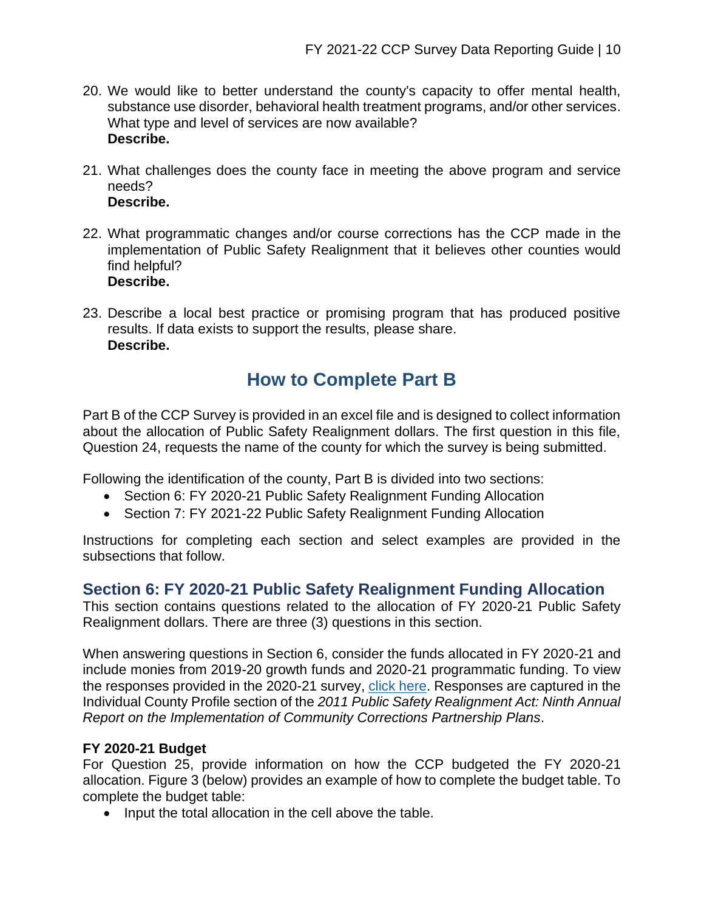20. We would like to better understand the county's capacity to offer mental health, substance use disorder, behavioral health treatment programs, and/or other services. What type and level of services are now available?
    **Describe.**

21. What challenges does the county face in meeting the above program and service needs?
    **Describe.**

22. What programmatic changes and/or course corrections has the CCP made in the implementation of Public Safety Realignment that it believes other counties would find helpful?
    **Describe.**

23. Describe a local best practice or promising program that has produced positive results. If data exists to support the results, please share.
    **Describe.**

# How to Complete Part B

Part B of the CCP Survey is provided in an excel file and is designed to collect information about the allocation of Public Safety Realignment dollars. The first question in this file, Question 24, requests the name of the county for which the survey is being submitted.

Following the identification of the county, Part B is divided into two sections:

- Section 6: FY 2020-21 Public Safety Realignment Funding Allocation
- Section 7: FY 2021-22 Public Safety Realignment Funding Allocation

Instructions for completing each section and select examples are provided in the subsections that follow.

## Section 6: FY 2020-21 Public Safety Realignment Funding Allocation

This section contains questions related to the allocation of FY 2020-21 Public Safety Realignment dollars. There are three (3) questions in this section.

When answering questions in Section 6, consider the funds allocated in FY 2020-21 and include monies from 2019-20 growth funds and 2020-21 programmatic funding. To view the responses provided in the 2020-21 survey, click here. Responses are captured in the Individual County Profile section of the *2011 Public Safety Realignment Act: Ninth Annual Report on the Implementation of Community Corrections Partnership Plans*.

### FY 2020-21 Budget

For Question 25, provide information on how the CCP budgeted the FY 2020-21 allocation. Figure 3 (below) provides an example of how to complete the budget table. To complete the budget table:

- Input the total allocation in the cell above the table.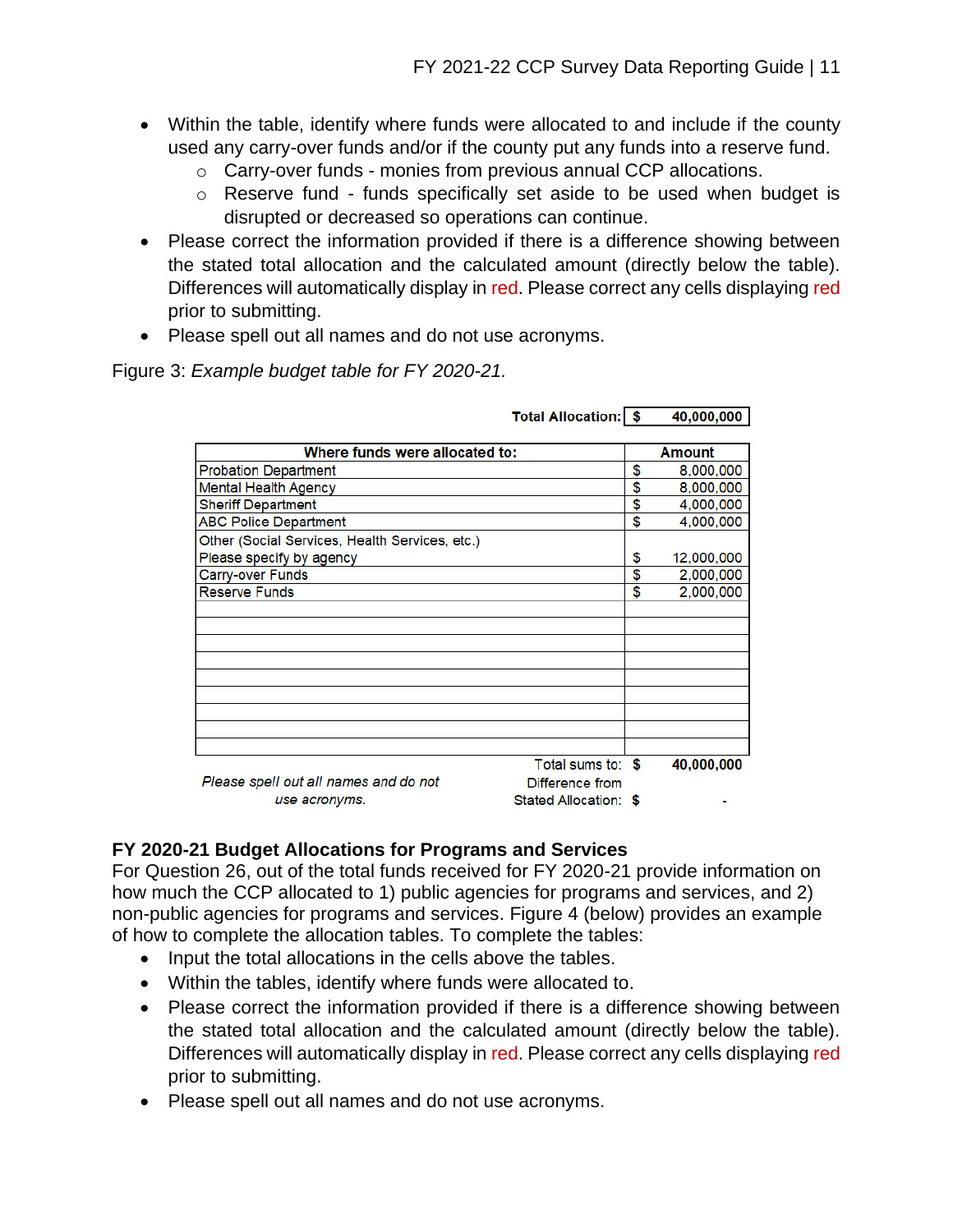- Within the table, identify where funds were allocated to and include if the county used any carry-over funds and/or if the county put any funds into a reserve fund.
  - Carry-over funds - monies from previous annual CCP allocations.
  - Reserve fund - funds specifically set aside to be used when budget is disrupted or decreased so operations can continue.
- Please correct the information provided if there is a difference showing between the stated total allocation and the calculated amount (directly below the table). Differences will automatically display in red. Please correct any cells displaying red prior to submitting.
- Please spell out all names and do not use acronyms.

Figure 3: *Example budget table for FY 2020-21.*

**Total Allocation:** **$ 40,000,000**

| Where funds were allocated to: | Amount |
|---|---|
| Probation Department | $ 8,000,000 |
| Mental Health Agency | $ 8,000,000 |
| Sheriff Department | $ 4,000,000 |
| ABC Police Department | $ 4,000,000 |
| Other (Social Services, Health Services, etc.) Please specify by agency | $ 12,000,000 |
| Carry-over Funds | $ 2,000,000 |
| Reserve Funds | $ 2,000,000 |
| | |
| | |
| | |
| | |
| | |
| | |
| | |
| | |
| | |
| Total sums to: | **$ 40,000,000** |
| Difference from Stated Allocation: | $ - |

*Please spell out all names and do not use acronyms.*

## FY 2020-21 Budget Allocations for Programs and Services

For Question 26, out of the total funds received for FY 2020-21 provide information on how much the CCP allocated to 1) public agencies for programs and services, and 2) non-public agencies for programs and services. Figure 4 (below) provides an example of how to complete the allocation tables. To complete the tables:

- Input the total allocations in the cells above the tables.
- Within the tables, identify where funds were allocated to.
- Please correct the information provided if there is a difference showing between the stated total allocation and the calculated amount (directly below the table). Differences will automatically display in red. Please correct any cells displaying red prior to submitting.
- Please spell out all names and do not use acronyms.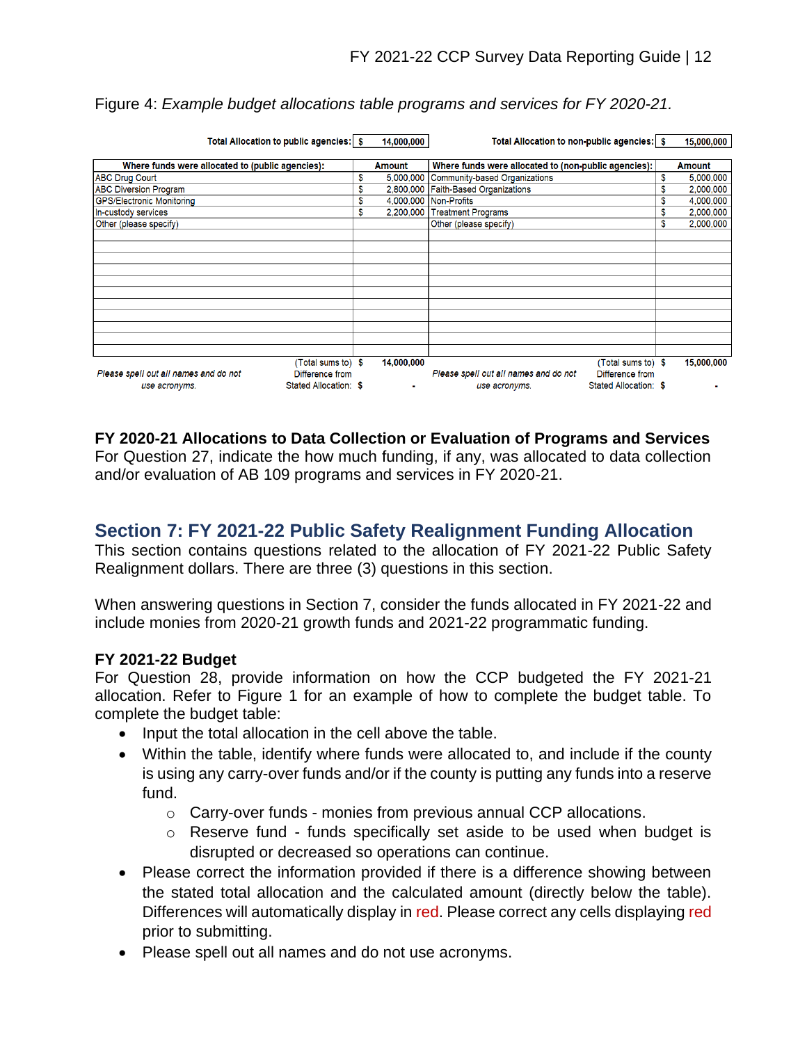Figure 4: *Example budget allocations table programs and services for FY 2020-21.*

| Total Allocation to public agencies: | $ 14,000,000 | Total Allocation to non-public agencies: | $ 15,000,000 |
|---|---|---|---|
| **Where funds were allocated to (public agencies):** | **Amount** | **Where funds were allocated to (non-public agencies):** | **Amount** |
| ABC Drug Court | $ 5,000,000 | Community-based Organizations | $ 5,000,000 |
| ABC Diversion Program | $ 2,800,000 | Faith-Based Organizations | $ 2,000,000 |
| GPS/Electronic Monitoring | $ 4,000,000 | Non-Profits | $ 4,000,000 |
| In-custody services | $ 2,200,000 | Treatment Programs | $ 2,000,000 |
| Other (please specify) | | Other (please specify) | $ 2,000,000 |
| | | | |
| | | | |
| | | | |
| | | | |
| | | | |
| | | | |
| | | | |
| | | | |
| | | | |
| | | | |
| | | | |
| (Total sums to) | $ 14,000,000 | (Total sums to) | $ 15,000,000 |
| *Please spell out all names and do not use acronyms.* Difference from Stated Allocation: | $ - | *Please spell out all names and do not use acronyms.* Difference from Stated Allocation: | $ - |

**FY 2020-21 Allocations to Data Collection or Evaluation of Programs and Services**
For Question 27, indicate the how much funding, if any, was allocated to data collection and/or evaluation of AB 109 programs and services in FY 2020-21.

## Section 7: FY 2021-22 Public Safety Realignment Funding Allocation

This section contains questions related to the allocation of FY 2021-22 Public Safety Realignment dollars. There are three (3) questions in this section.

When answering questions in Section 7, consider the funds allocated in FY 2021-22 and include monies from 2020-21 growth funds and 2021-22 programmatic funding.

### FY 2021-22 Budget

For Question 28, provide information on how the CCP budgeted the FY 2021-21 allocation. Refer to Figure 1 for an example of how to complete the budget table. To complete the budget table:

- Input the total allocation in the cell above the table.
- Within the table, identify where funds were allocated to, and include if the county is using any carry-over funds and/or if the county is putting any funds into a reserve fund.
  - Carry-over funds - monies from previous annual CCP allocations.
  - Reserve fund - funds specifically set aside to be used when budget is disrupted or decreased so operations can continue.
- Please correct the information provided if there is a difference showing between the stated total allocation and the calculated amount (directly below the table). Differences will automatically display in red. Please correct any cells displaying red prior to submitting.
- Please spell out all names and do not use acronyms.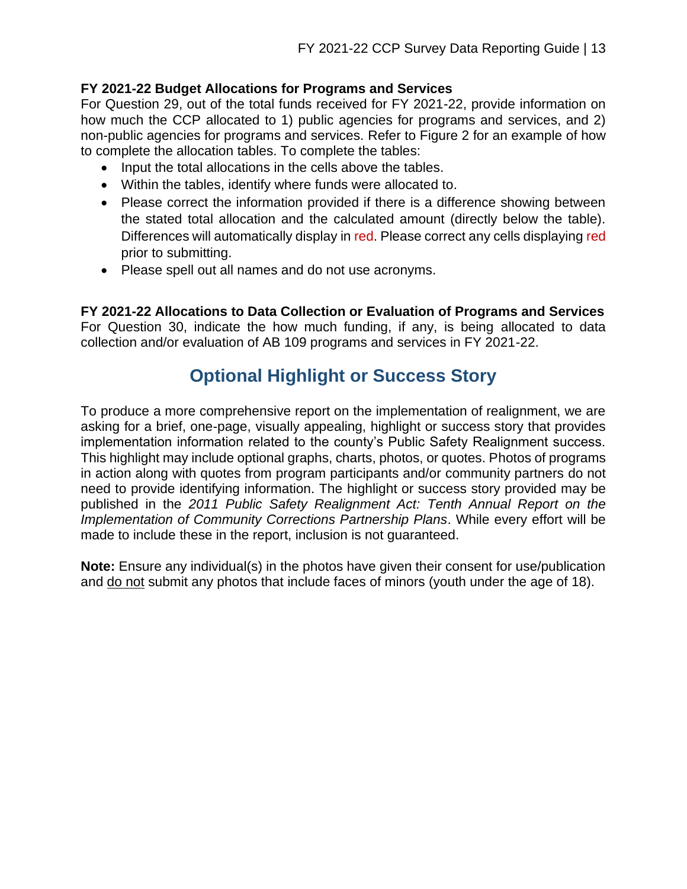**FY 2021-22 Budget Allocations for Programs and Services**

For Question 29, out of the total funds received for FY 2021-22, provide information on how much the CCP allocated to 1) public agencies for programs and services, and 2) non-public agencies for programs and services. Refer to Figure 2 for an example of how to complete the allocation tables. To complete the tables:

- Input the total allocations in the cells above the tables.
- Within the tables, identify where funds were allocated to.
- Please correct the information provided if there is a difference showing between the stated total allocation and the calculated amount (directly below the table). Differences will automatically display in red. Please correct any cells displaying red prior to submitting.
- Please spell out all names and do not use acronyms.

**FY 2021-22 Allocations to Data Collection or Evaluation of Programs and Services**

For Question 30, indicate the how much funding, if any, is being allocated to data collection and/or evaluation of AB 109 programs and services in FY 2021-22.

## Optional Highlight or Success Story

To produce a more comprehensive report on the implementation of realignment, we are asking for a brief, one-page, visually appealing, highlight or success story that provides implementation information related to the county's Public Safety Realignment success. This highlight may include optional graphs, charts, photos, or quotes. Photos of programs in action along with quotes from program participants and/or community partners do not need to provide identifying information. The highlight or success story provided may be published in the *2011 Public Safety Realignment Act: Tenth Annual Report on the Implementation of Community Corrections Partnership Plans*. While every effort will be made to include these in the report, inclusion is not guaranteed.

**Note:** Ensure any individual(s) in the photos have given their consent for use/publication and do not submit any photos that include faces of minors (youth under the age of 18).